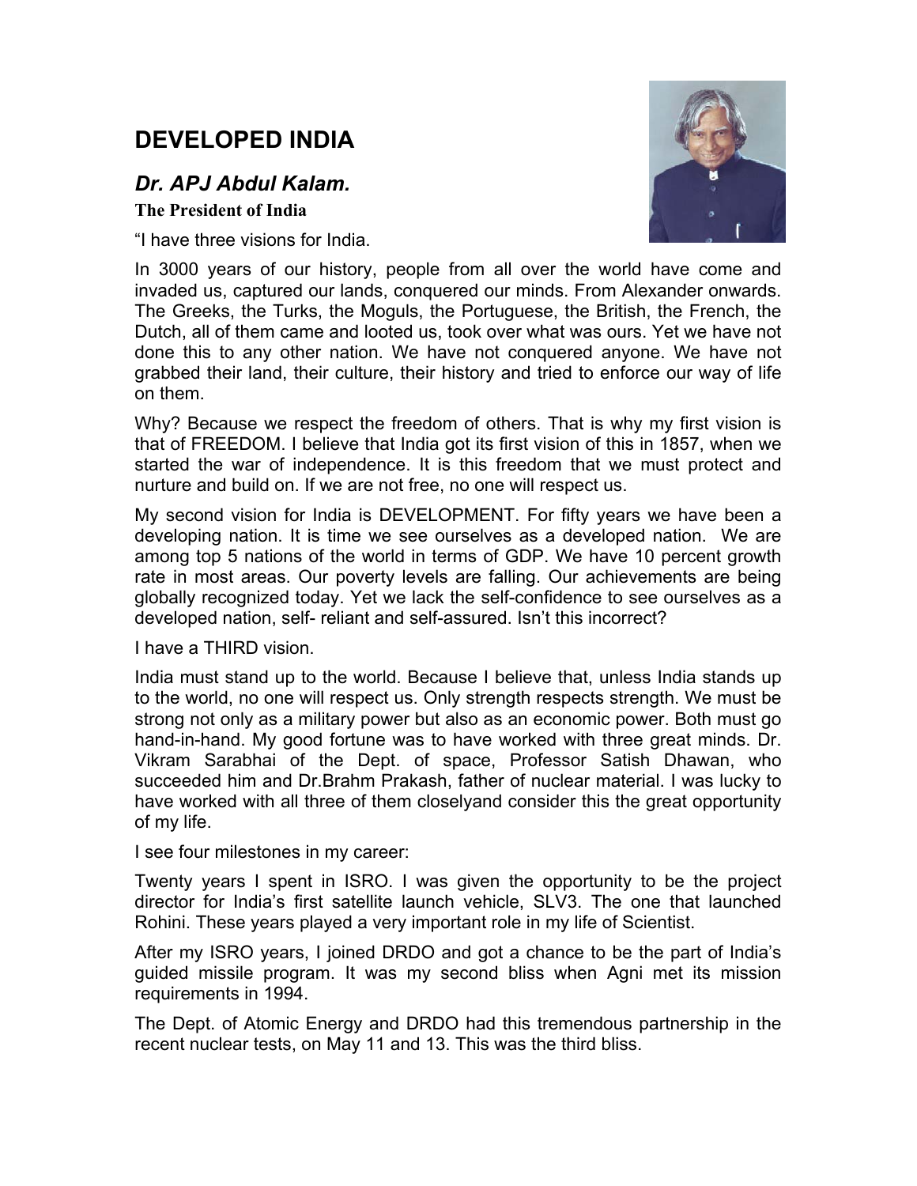# DEVELOPED INDIA

## *Dr. APJ Abdul Kalam.*

**The President of India**

“I have three visions for India.

In 3000 years of our history, people from all over the world have come and invaded us, captured our lands, conquered our minds. From Alexander onwards. The Greeks, the Turks, the Moguls, the Portuguese, the British, the French, the Dutch, all of them came and looted us, took over what was ours. Yet we have not done this to any other nation. We have not conquered anyone. We have not grabbed their land, their culture, their history and tried to enforce our way of life on them.

Why? Because we respect the freedom of others. That is why my first vision is that of FREEDOM. I believe that India got its first vision of this in 1857, when we started the war of independence. It is this freedom that we must protect and nurture and build on. If we are not free, no one will respect us.

My second vision for India is DEVELOPMENT. For fifty years we have been a developing nation. It is time we see ourselves as a developed nation. We are among top 5 nations of the world in terms of GDP. We have 10 percent growth rate in most areas. Our poverty levels are falling. Our achievements are being globally recognized today. Yet we lack the self-confidence to see ourselves as a developed nation, self- reliant and self-assured. Isn’t this incorrect?

I have a THIRD vision.

India must stand up to the world. Because I believe that, unless India stands up to the world, no one will respect us. Only strength respects strength. We must be strong not only as a military power but also as an economic power. Both must go hand-in-hand. My good fortune was to have worked with three great minds. Dr. Vikram Sarabhai of the Dept. of space, Professor Satish Dhawan, who succeeded him and Dr.Brahm Prakash, father of nuclear material. I was lucky to have worked with all three of them closelyand consider this the great opportunity of my life.

I see four milestones in my career:

Twenty years I spent in ISRO. I was given the opportunity to be the project director for India’s first satellite launch vehicle, SLV3. The one that launched Rohini. These years played a very important role in my life of Scientist.

After my ISRO years, I joined DRDO and got a chance to be the part of India’s guided missile program. It was my second bliss when Agni met its mission requirements in 1994.

The Dept. of Atomic Energy and DRDO had this tremendous partnership in the recent nuclear tests, on May 11 and 13. This was the third bliss.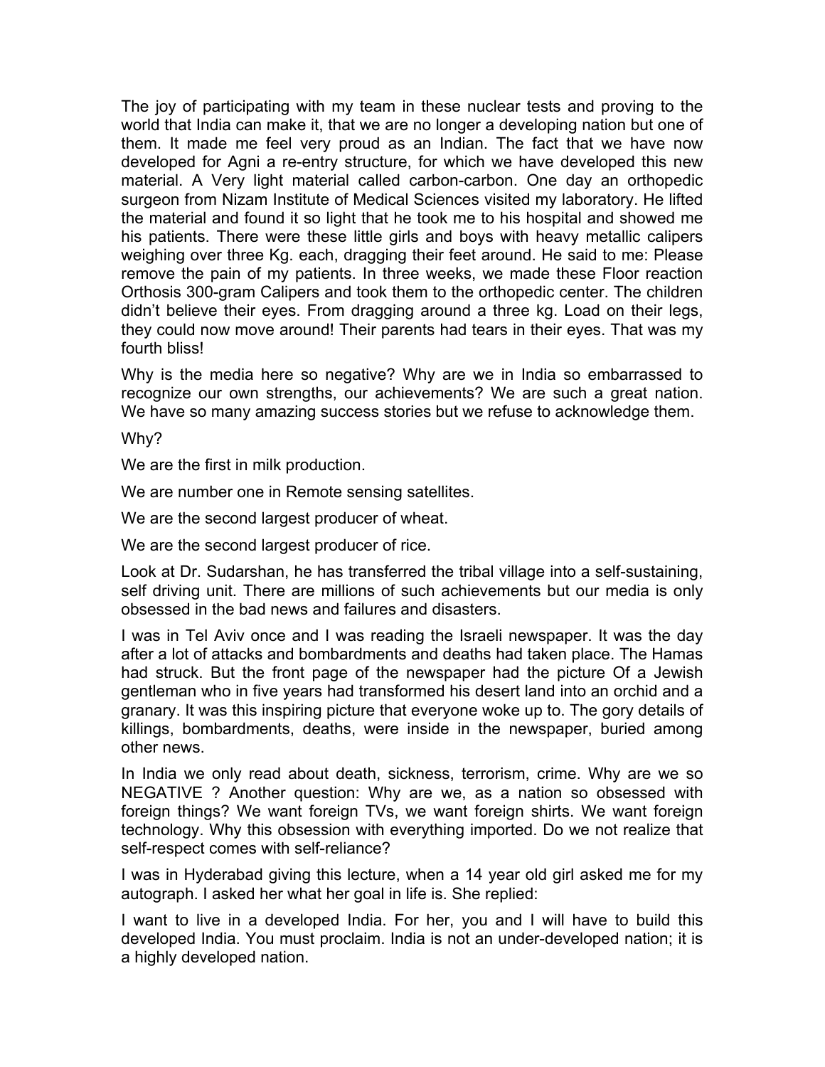The joy of participating with my team in these nuclear tests and proving to the world that India can make it, that we are no longer a developing nation but one of them. It made me feel very proud as an Indian. The fact that we have now developed for Agni a re-entry structure, for which we have developed this new material. A Very light material called carbon-carbon. One day an orthopedic surgeon from Nizam Institute of Medical Sciences visited my laboratory. He lifted the material and found it so light that he took me to his hospital and showed me his patients. There were these little girls and boys with heavy metallic calipers weighing over three Kg. each, dragging their feet around. He said to me: Please remove the pain of my patients. In three weeks, we made these Floor reaction Orthosis 300-gram Calipers and took them to the orthopedic center. The children didn't believe their eyes. From dragging around a three kg. Load on their legs, they could now move around! Their parents had tears in their eyes. That was my fourth bliss!

Why is the media here so negative? Why are we in India so embarrassed to recognize our own strengths, our achievements? We are such a great nation. We have so many amazing success stories but we refuse to acknowledge them.

Why?

We are the first in milk production.

We are number one in Remote sensing satellites.

We are the second largest producer of wheat.

We are the second largest producer of rice.

Look at Dr. Sudarshan, he has transferred the tribal village into a self-sustaining, self driving unit. There are millions of such achievements but our media is only obsessed in the bad news and failures and disasters.

I was in Tel Aviv once and I was reading the Israeli newspaper. It was the day after a lot of attacks and bombardments and deaths had taken place. The Hamas had struck. But the front page of the newspaper had the picture Of a Jewish gentleman who in five years had transformed his desert land into an orchid and a granary. It was this inspiring picture that everyone woke up to. The gory details of killings, bombardments, deaths, were inside in the newspaper, buried among other news.

In India we only read about death, sickness, terrorism, crime. Why are we so NEGATIVE ? Another question: Why are we, as a nation so obsessed with foreign things? We want foreign TVs, we want foreign shirts. We want foreign technology. Why this obsession with everything imported. Do we not realize that self-respect comes with self-reliance?

I was in Hyderabad giving this lecture, when a 14 year old girl asked me for my autograph. I asked her what her goal in life is. She replied:

I want to live in a developed India. For her, you and I will have to build this developed India. You must proclaim. India is not an under-developed nation; it is a highly developed nation.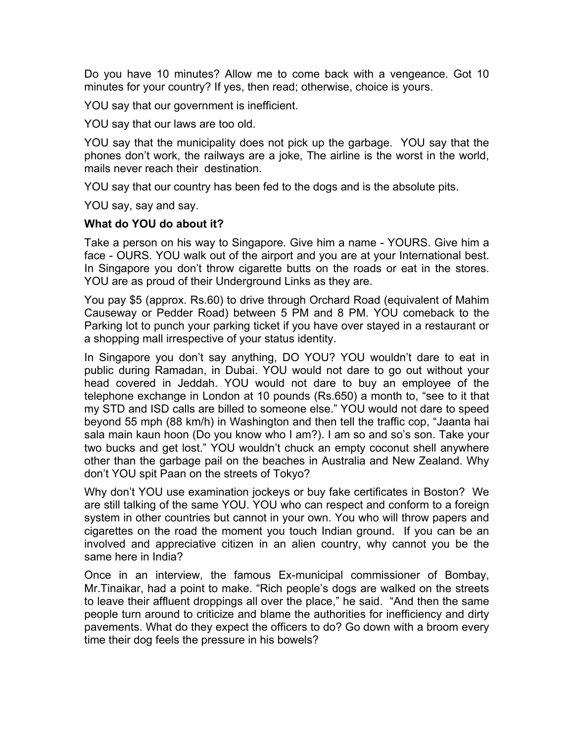Do you have 10 minutes? Allow me to come back with a vengeance. Got 10 minutes for your country? If yes, then read; otherwise, choice is yours.

YOU say that our government is inefficient.

YOU say that our laws are too old.

YOU say that the municipality does not pick up the garbage. YOU say that the phones don't work, the railways are a joke, The airline is the worst in the world, mails never reach their destination.

YOU say that our country has been fed to the dogs and is the absolute pits.

YOU say, say and say.

**What do YOU do about it?**

Take a person on his way to Singapore. Give him a name - YOURS. Give him a face - OURS. YOU walk out of the airport and you are at your International best. In Singapore you don't throw cigarette butts on the roads or eat in the stores. YOU are as proud of their Underground Links as they are.

You pay $5 (approx. Rs.60) to drive through Orchard Road (equivalent of Mahim Causeway or Pedder Road) between 5 PM and 8 PM. YOU comeback to the Parking lot to punch your parking ticket if you have over stayed in a restaurant or a shopping mall irrespective of your status identity.

In Singapore you don't say anything, DO YOU? YOU wouldn't dare to eat in public during Ramadan, in Dubai. YOU would not dare to go out without your head covered in Jeddah. YOU would not dare to buy an employee of the telephone exchange in London at 10 pounds (Rs.650) a month to, "see to it that my STD and ISD calls are billed to someone else." YOU would not dare to speed beyond 55 mph (88 km/h) in Washington and then tell the traffic cop, "Jaanta hai sala main kaun hoon (Do you know who I am?). I am so and so's son. Take your two bucks and get lost." YOU wouldn't chuck an empty coconut shell anywhere other than the garbage pail on the beaches in Australia and New Zealand. Why don't YOU spit Paan on the streets of Tokyo?

Why don't YOU use examination jockeys or buy fake certificates in Boston? We are still talking of the same YOU. YOU who can respect and conform to a foreign system in other countries but cannot in your own. You who will throw papers and cigarettes on the road the moment you touch Indian ground. If you can be an involved and appreciative citizen in an alien country, why cannot you be the same here in India?

Once in an interview, the famous Ex-municipal commissioner of Bombay, Mr.Tinaikar, had a point to make. "Rich people's dogs are walked on the streets to leave their affluent droppings all over the place," he said. "And then the same people turn around to criticize and blame the authorities for inefficiency and dirty pavements. What do they expect the officers to do? Go down with a broom every time their dog feels the pressure in his bowels?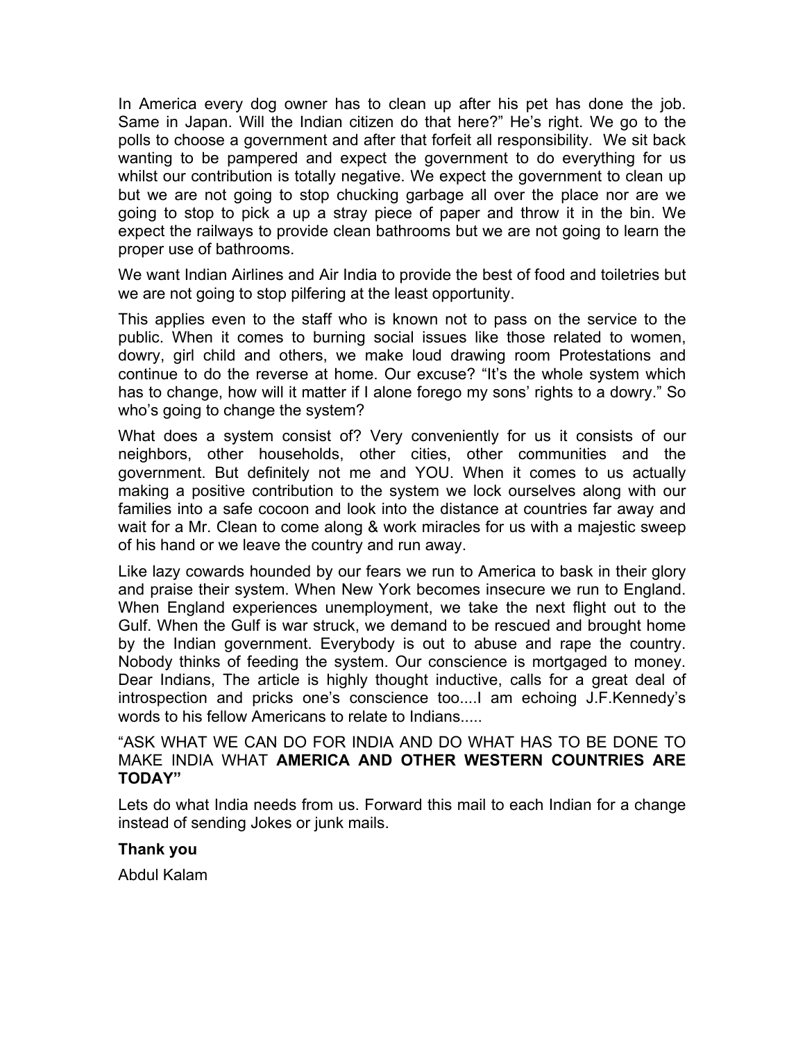In America every dog owner has to clean up after his pet has done the job. Same in Japan. Will the Indian citizen do that here?" He's right. We go to the polls to choose a government and after that forfeit all responsibility. We sit back wanting to be pampered and expect the government to do everything for us whilst our contribution is totally negative. We expect the government to clean up but we are not going to stop chucking garbage all over the place nor are we going to stop to pick a up a stray piece of paper and throw it in the bin. We expect the railways to provide clean bathrooms but we are not going to learn the proper use of bathrooms.

We want Indian Airlines and Air India to provide the best of food and toiletries but we are not going to stop pilfering at the least opportunity.

This applies even to the staff who is known not to pass on the service to the public. When it comes to burning social issues like those related to women, dowry, girl child and others, we make loud drawing room Protestations and continue to do the reverse at home. Our excuse? "It's the whole system which has to change, how will it matter if I alone forego my sons' rights to a dowry." So who's going to change the system?

What does a system consist of? Very conveniently for us it consists of our neighbors, other households, other cities, other communities and the government. But definitely not me and YOU. When it comes to us actually making a positive contribution to the system we lock ourselves along with our families into a safe cocoon and look into the distance at countries far away and wait for a Mr. Clean to come along & work miracles for us with a majestic sweep of his hand or we leave the country and run away.

Like lazy cowards hounded by our fears we run to America to bask in their glory and praise their system. When New York becomes insecure we run to England. When England experiences unemployment, we take the next flight out to the Gulf. When the Gulf is war struck, we demand to be rescued and brought home by the Indian government. Everybody is out to abuse and rape the country. Nobody thinks of feeding the system. Our conscience is mortgaged to money. Dear Indians, The article is highly thought inductive, calls for a great deal of introspection and pricks one's conscience too....I am echoing J.F.Kennedy's words to his fellow Americans to relate to Indians.....

"ASK WHAT WE CAN DO FOR INDIA AND DO WHAT HAS TO BE DONE TO MAKE INDIA WHAT **AMERICA AND OTHER WESTERN COUNTRIES ARE TODAY"**

Lets do what India needs from us. Forward this mail to each Indian for a change instead of sending Jokes or junk mails.

**Thank you**

Abdul Kalam